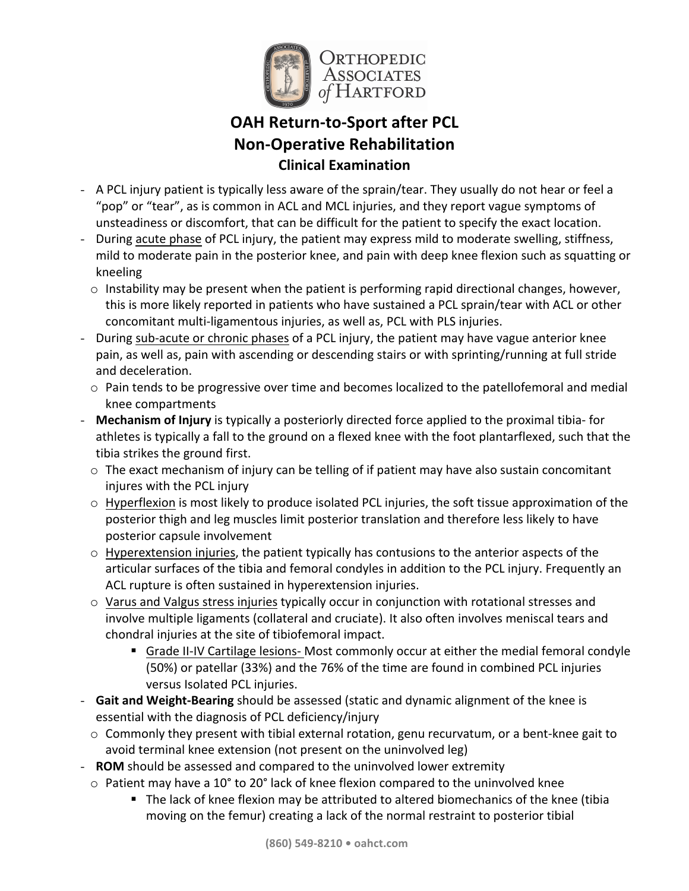# OAH Return-to-Sport after PCL Non-Operative Rehabilitation

## Clinical Examination

- A PCL injury patient is typically less aware of the sprain/tear. They usually do not hear or feel a "pop" or "tear", as is common in ACL and MCL injuries, and they report vague symptoms of unsteadiness or discomfort, that can be difficult for the patient to specify the exact location.
- During acute phase of PCL injury, the patient may express mild to moderate swelling, stiffness, mild to moderate pain in the posterior knee, and pain with deep knee flexion such as squatting or kneeling
  - Instability may be present when the patient is performing rapid directional changes, however, this is more likely reported in patients who have sustained a PCL sprain/tear with ACL or other concomitant multi-ligamentous injuries, as well as, PCL with PLS injuries.
- During sub-acute or chronic phases of a PCL injury, the patient may have vague anterior knee pain, as well as, pain with ascending or descending stairs or with sprinting/running at full stride and deceleration.
  - Pain tends to be progressive over time and becomes localized to the patellofemoral and medial knee compartments
- **Mechanism of Injury** is typically a posteriorly directed force applied to the proximal tibia- for athletes is typically a fall to the ground on a flexed knee with the foot plantarflexed, such that the tibia strikes the ground first.
  - The exact mechanism of injury can be telling of if patient may have also sustain concomitant injures with the PCL injury
  - Hyperflexion is most likely to produce isolated PCL injuries, the soft tissue approximation of the posterior thigh and leg muscles limit posterior translation and therefore less likely to have posterior capsule involvement
  - Hyperextension injuries, the patient typically has contusions to the anterior aspects of the articular surfaces of the tibia and femoral condyles in addition to the PCL injury. Frequently an ACL rupture is often sustained in hyperextension injuries.
  - Varus and Valgus stress injuries typically occur in conjunction with rotational stresses and involve multiple ligaments (collateral and cruciate). It also often involves meniscal tears and chondral injuries at the site of tibiofemoral impact.
    - Grade II-IV Cartilage lesions- Most commonly occur at either the medial femoral condyle (50%) or patellar (33%) and the 76% of the time are found in combined PCL injuries versus Isolated PCL injuries.
- **Gait and Weight-Bearing** should be assessed (static and dynamic alignment of the knee is essential with the diagnosis of PCL deficiency/injury
  - Commonly they present with tibial external rotation, genu recurvatum, or a bent-knee gait to avoid terminal knee extension (not present on the uninvolved leg)
- **ROM** should be assessed and compared to the uninvolved lower extremity
  - Patient may have a 10° to 20° lack of knee flexion compared to the uninvolved knee
    - The lack of knee flexion may be attributed to altered biomechanics of the knee (tibia moving on the femur) creating a lack of the normal restraint to posterior tibial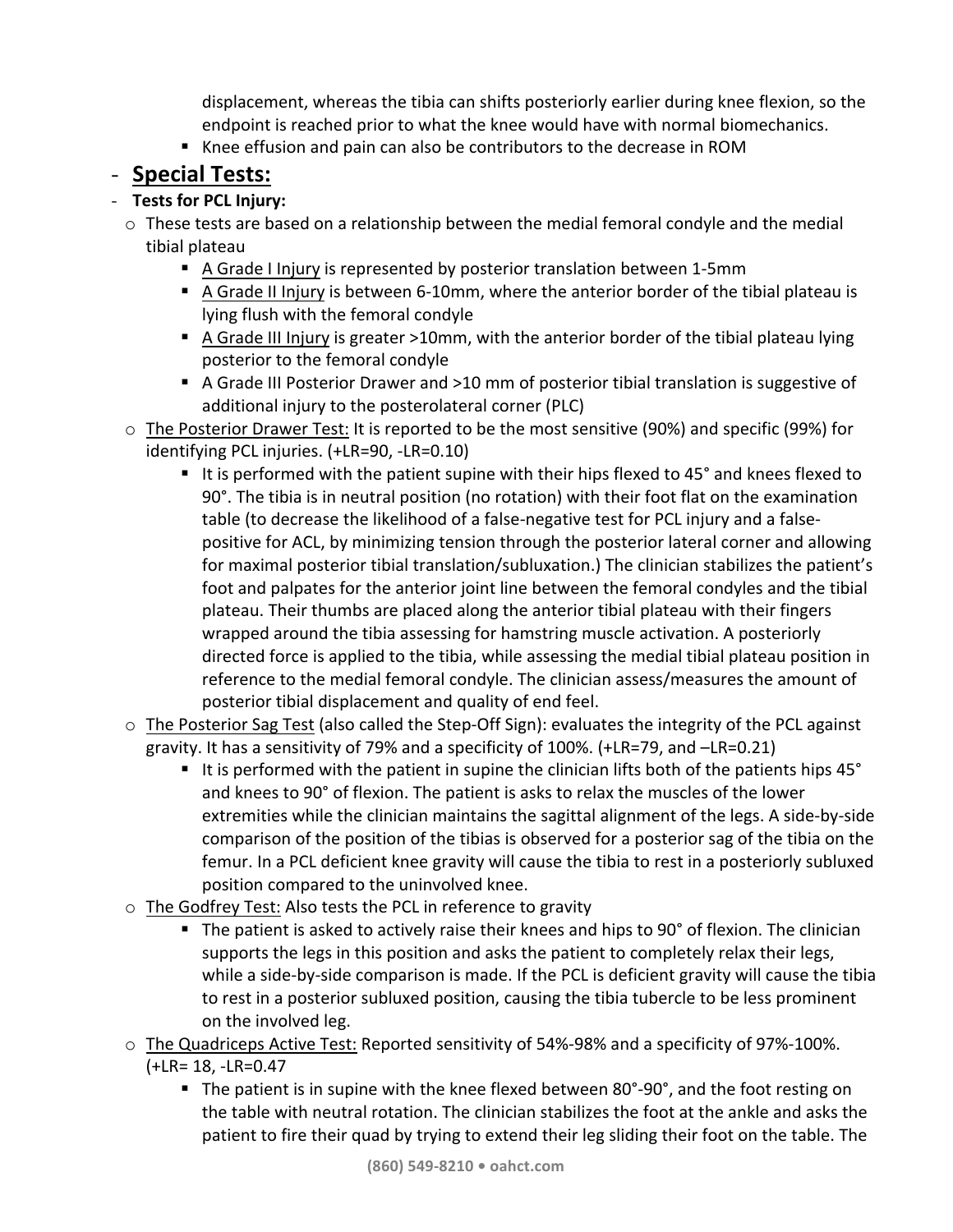displacement, whereas the tibia can shifts posteriorly earlier during knee flexion, so the endpoint is reached prior to what the knee would have with normal biomechanics.
    - Knee effusion and pain can also be contributors to the decrease in ROM

- **Special Tests:**
- **Tests for PCL Injury:**
  - These tests are based on a relationship between the medial femoral condyle and the medial tibial plateau
    - A Grade I Injury is represented by posterior translation between 1-5mm
    - A Grade II Injury is between 6-10mm, where the anterior border of the tibial plateau is lying flush with the femoral condyle
    - A Grade III Injury is greater >10mm, with the anterior border of the tibial plateau lying posterior to the femoral condyle
    - A Grade III Posterior Drawer and >10 mm of posterior tibial translation is suggestive of additional injury to the posterolateral corner (PLC)
  - The Posterior Drawer Test: It is reported to be the most sensitive (90%) and specific (99%) for identifying PCL injuries. (+LR=90, -LR=0.10)
    - It is performed with the patient supine with their hips flexed to 45° and knees flexed to 90°. The tibia is in neutral position (no rotation) with their foot flat on the examination table (to decrease the likelihood of a false-negative test for PCL injury and a false-positive for ACL, by minimizing tension through the posterior lateral corner and allowing for maximal posterior tibial translation/subluxation.) The clinician stabilizes the patient's foot and palpates for the anterior joint line between the femoral condyles and the tibial plateau. Their thumbs are placed along the anterior tibial plateau with their fingers wrapped around the tibia assessing for hamstring muscle activation. A posteriorly directed force is applied to the tibia, while assessing the medial tibial plateau position in reference to the medial femoral condyle. The clinician assess/measures the amount of posterior tibial displacement and quality of end feel.
  - The Posterior Sag Test (also called the Step-Off Sign): evaluates the integrity of the PCL against gravity. It has a sensitivity of 79% and a specificity of 100%. (+LR=79, and –LR=0.21)
    - It is performed with the patient in supine the clinician lifts both of the patients hips 45° and knees to 90° of flexion. The patient is asks to relax the muscles of the lower extremities while the clinician maintains the sagittal alignment of the legs. A side-by-side comparison of the position of the tibias is observed for a posterior sag of the tibia on the femur. In a PCL deficient knee gravity will cause the tibia to rest in a posteriorly subluxed position compared to the uninvolved knee.
  - The Godfrey Test: Also tests the PCL in reference to gravity
    - The patient is asked to actively raise their knees and hips to 90° of flexion. The clinician supports the legs in this position and asks the patient to completely relax their legs, while a side-by-side comparison is made. If the PCL is deficient gravity will cause the tibia to rest in a posterior subluxed position, causing the tibia tubercle to be less prominent on the involved leg.
  - The Quadriceps Active Test: Reported sensitivity of 54%-98% and a specificity of 97%-100%. (+LR= 18, -LR=0.47
    - The patient is in supine with the knee flexed between 80°-90°, and the foot resting on the table with neutral rotation. The clinician stabilizes the foot at the ankle and asks the patient to fire their quad by trying to extend their leg sliding their foot on the table. The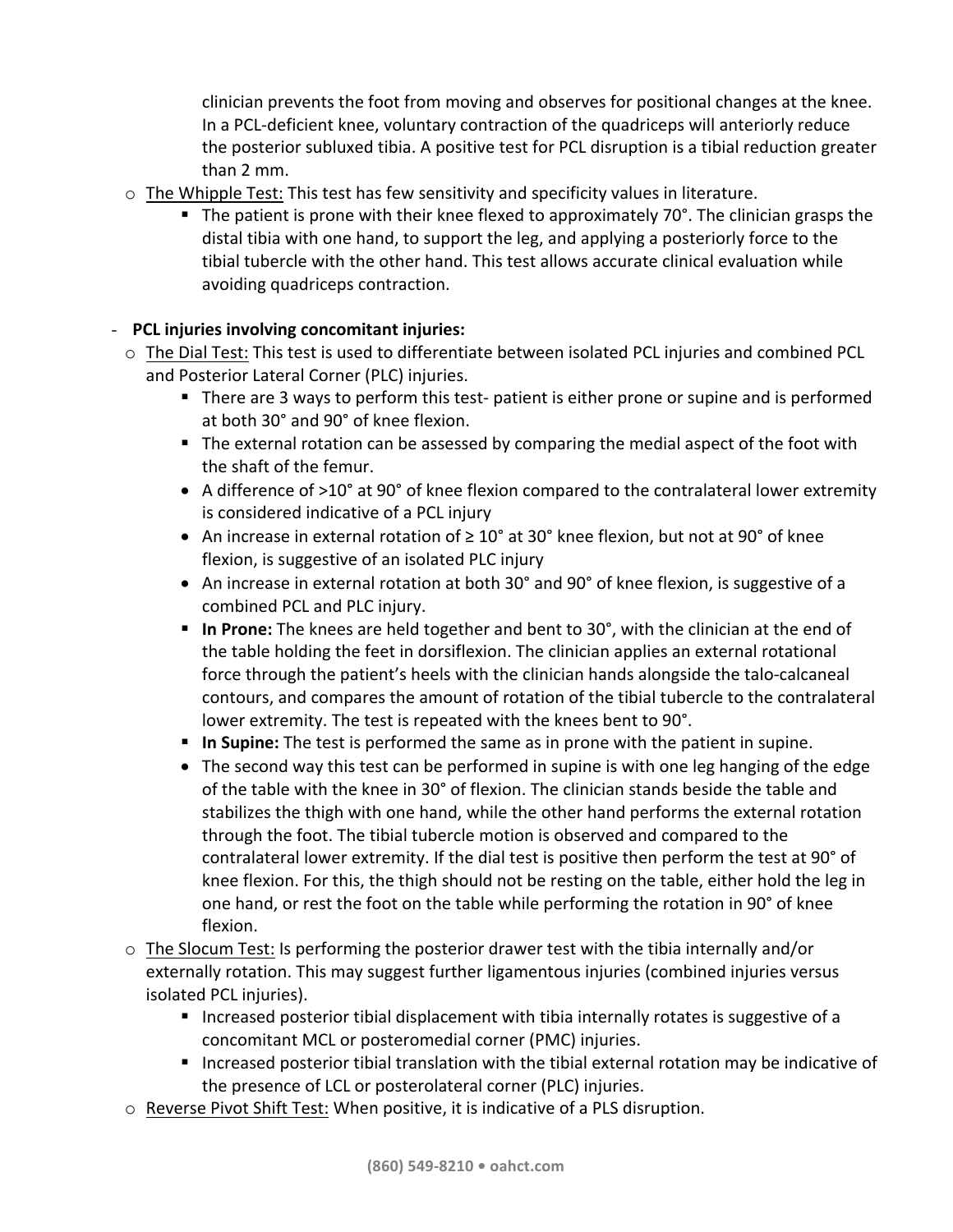clinician prevents the foot from moving and observes for positional changes at the knee. In a PCL-deficient knee, voluntary contraction of the quadriceps will anteriorly reduce the posterior subluxed tibia. A positive test for PCL disruption is a tibial reduction greater than 2 mm.

- The Whipple Test: This test has few sensitivity and specificity values in literature.
  - The patient is prone with their knee flexed to approximately 70°. The clinician grasps the distal tibia with one hand, to support the leg, and applying a posteriorly force to the tibial tubercle with the other hand. This test allows accurate clinical evaluation while avoiding quadriceps contraction.

- **PCL injuries involving concomitant injuries:**
  - The Dial Test: This test is used to differentiate between isolated PCL injuries and combined PCL and Posterior Lateral Corner (PLC) injuries.
    - There are 3 ways to perform this test- patient is either prone or supine and is performed at both 30° and 90° of knee flexion.
    - The external rotation can be assessed by comparing the medial aspect of the foot with the shaft of the femur.
    - A difference of >10° at 90° of knee flexion compared to the contralateral lower extremity is considered indicative of a PCL injury
    - An increase in external rotation of ≥ 10° at 30° knee flexion, but not at 90° of knee flexion, is suggestive of an isolated PLC injury
    - An increase in external rotation at both 30° and 90° of knee flexion, is suggestive of a combined PCL and PLC injury.
    - **In Prone:** The knees are held together and bent to 30°, with the clinician at the end of the table holding the feet in dorsiflexion. The clinician applies an external rotational force through the patient's heels with the clinician hands alongside the talo-calcaneal contours, and compares the amount of rotation of the tibial tubercle to the contralateral lower extremity. The test is repeated with the knees bent to 90°.
    - **In Supine:** The test is performed the same as in prone with the patient in supine.
    - The second way this test can be performed in supine is with one leg hanging of the edge of the table with the knee in 30° of flexion. The clinician stands beside the table and stabilizes the thigh with one hand, while the other hand performs the external rotation through the foot. The tibial tubercle motion is observed and compared to the contralateral lower extremity. If the dial test is positive then perform the test at 90° of knee flexion. For this, the thigh should not be resting on the table, either hold the leg in one hand, or rest the foot on the table while performing the rotation in 90° of knee flexion.
  - The Slocum Test: Is performing the posterior drawer test with the tibia internally and/or externally rotation. This may suggest further ligamentous injuries (combined injuries versus isolated PCL injuries).
    - Increased posterior tibial displacement with tibia internally rotates is suggestive of a concomitant MCL or posteromedial corner (PMC) injuries.
    - Increased posterior tibial translation with the tibial external rotation may be indicative of the presence of LCL or posterolateral corner (PLC) injuries.
  - Reverse Pivot Shift Test: When positive, it is indicative of a PLS disruption.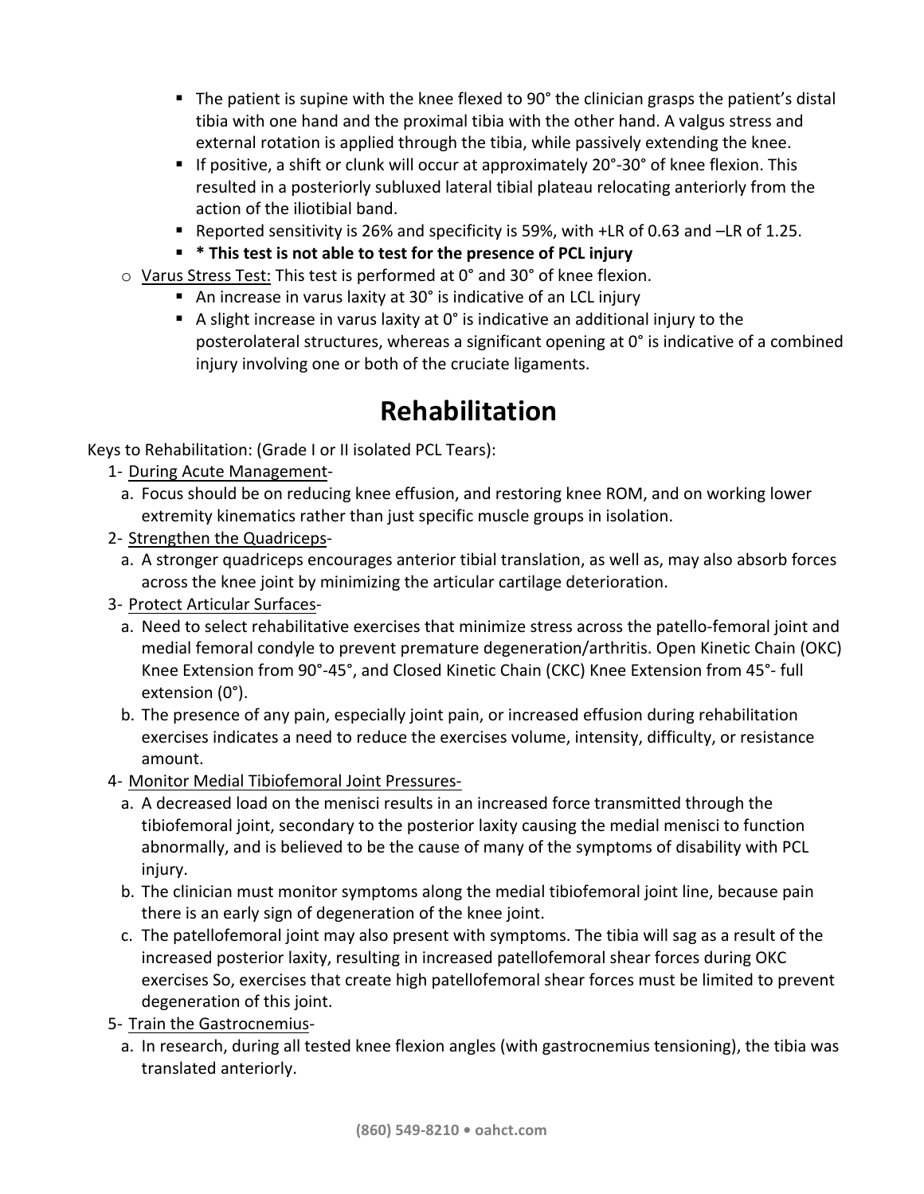- The patient is supine with the knee flexed to 90° the clinician grasps the patient's distal tibia with one hand and the proximal tibia with the other hand. A valgus stress and external rotation is applied through the tibia, while passively extending the knee.
    - If positive, a shift or clunk will occur at approximately 20°-30° of knee flexion. This resulted in a posteriorly subluxed lateral tibial plateau relocating anteriorly from the action of the iliotibial band.
    - Reported sensitivity is 26% and specificity is 59%, with +LR of 0.63 and –LR of 1.25.
    - **\* This test is not able to test for the presence of PCL injury**
  - Varus Stress Test: This test is performed at 0° and 30° of knee flexion.
    - An increase in varus laxity at 30° is indicative of an LCL injury
    - A slight increase in varus laxity at 0° is indicative an additional injury to the posterolateral structures, whereas a significant opening at 0° is indicative of a combined injury involving one or both of the cruciate ligaments.

# Rehabilitation

Keys to Rehabilitation: (Grade I or II isolated PCL Tears):

1- During Acute Management-

a. Focus should be on reducing knee effusion, and restoring knee ROM, and on working lower extremity kinematics rather than just specific muscle groups in isolation.

2- Strengthen the Quadriceps-

a. A stronger quadriceps encourages anterior tibial translation, as well as, may also absorb forces across the knee joint by minimizing the articular cartilage deterioration.

3- Protect Articular Surfaces-

a. Need to select rehabilitative exercises that minimize stress across the patello-femoral joint and medial femoral condyle to prevent premature degeneration/arthritis. Open Kinetic Chain (OKC) Knee Extension from 90°-45°, and Closed Kinetic Chain (CKC) Knee Extension from 45°- full extension (0°).

b. The presence of any pain, especially joint pain, or increased effusion during rehabilitation exercises indicates a need to reduce the exercises volume, intensity, difficulty, or resistance amount.

4- Monitor Medial Tibiofemoral Joint Pressures-

a. A decreased load on the menisci results in an increased force transmitted through the tibiofemoral joint, secondary to the posterior laxity causing the medial menisci to function abnormally, and is believed to be the cause of many of the symptoms of disability with PCL injury.

b. The clinician must monitor symptoms along the medial tibiofemoral joint line, because pain there is an early sign of degeneration of the knee joint.

c. The patellofemoral joint may also present with symptoms. The tibia will sag as a result of the increased posterior laxity, resulting in increased patellofemoral shear forces during OKC exercises So, exercises that create high patellofemoral shear forces must be limited to prevent degeneration of this joint.

5- Train the Gastrocnemius-

a. In research, during all tested knee flexion angles (with gastrocnemius tensioning), the tibia was translated anteriorly.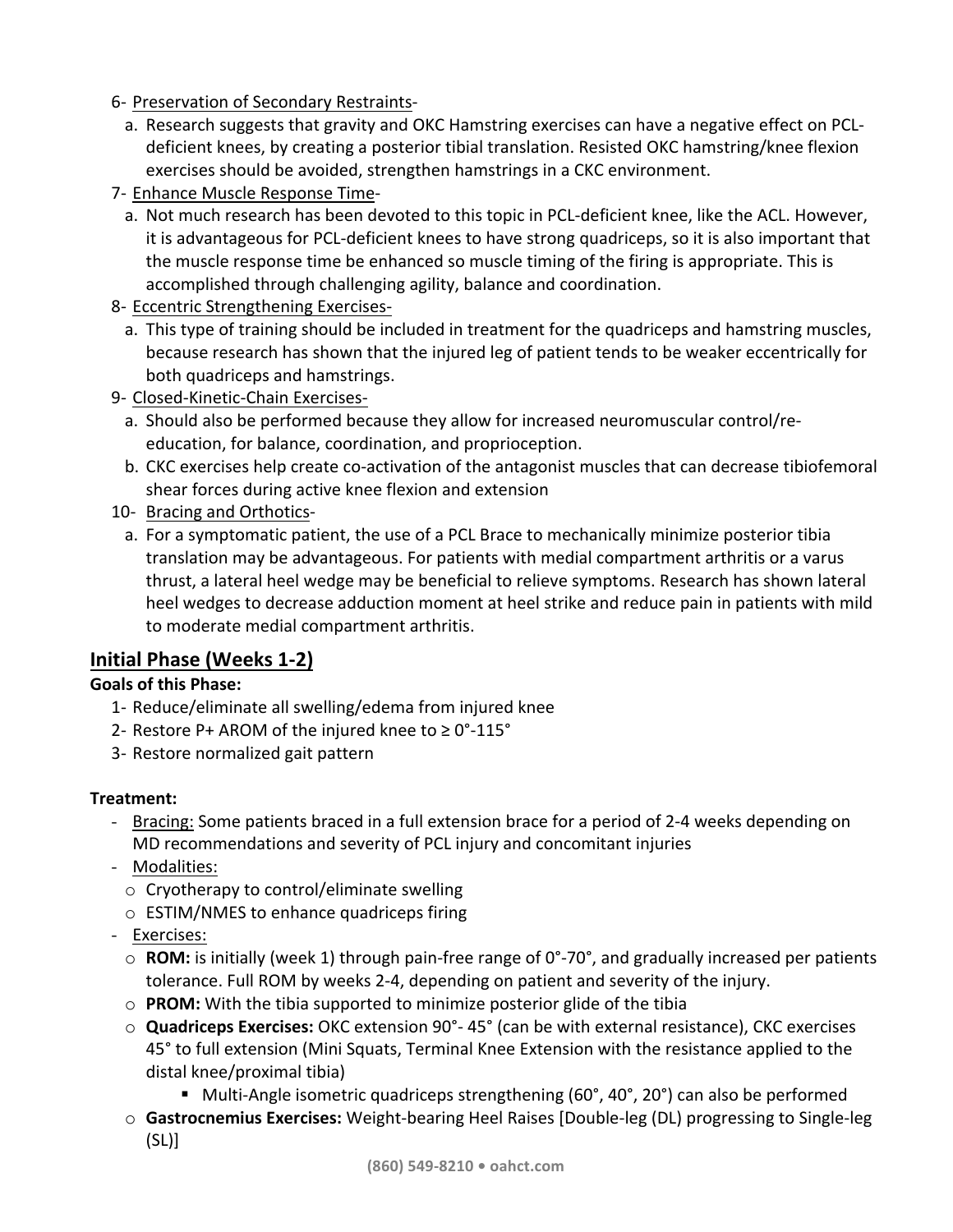6- Preservation of Secondary Restraints-
   a. Research suggests that gravity and OKC Hamstring exercises can have a negative effect on PCL-deficient knees, by creating a posterior tibial translation. Resisted OKC hamstring/knee flexion exercises should be avoided, strengthen hamstrings in a CKC environment.

7- Enhance Muscle Response Time-
   a. Not much research has been devoted to this topic in PCL-deficient knee, like the ACL. However, it is advantageous for PCL-deficient knees to have strong quadriceps, so it is also important that the muscle response time be enhanced so muscle timing of the firing is appropriate. This is accomplished through challenging agility, balance and coordination.

8- Eccentric Strengthening Exercises-
   a. This type of training should be included in treatment for the quadriceps and hamstring muscles, because research has shown that the injured leg of patient tends to be weaker eccentrically for both quadriceps and hamstrings.

9- Closed-Kinetic-Chain Exercises-
   a. Should also be performed because they allow for increased neuromuscular control/re-education, for balance, coordination, and proprioception.
   b. CKC exercises help create co-activation of the antagonist muscles that can decrease tibiofemoral shear forces during active knee flexion and extension

10- Bracing and Orthotics-
   a. For a symptomatic patient, the use of a PCL Brace to mechanically minimize posterior tibia translation may be advantageous. For patients with medial compartment arthritis or a varus thrust, a lateral heel wedge may be beneficial to relieve symptoms. Research has shown lateral heel wedges to decrease adduction moment at heel strike and reduce pain in patients with mild to moderate medial compartment arthritis.

## Initial Phase (Weeks 1-2)

**Goals of this Phase:**

1- Reduce/eliminate all swelling/edema from injured knee
2- Restore P+ AROM of the injured knee to ≥ 0°-115°
3- Restore normalized gait pattern

**Treatment:**

- Bracing: Some patients braced in a full extension brace for a period of 2-4 weeks depending on MD recommendations and severity of PCL injury and concomitant injuries
- Modalities:
  - Cryotherapy to control/eliminate swelling
  - ESTIM/NMES to enhance quadriceps firing
- Exercises:
  - **ROM:** is initially (week 1) through pain-free range of 0°-70°, and gradually increased per patients tolerance. Full ROM by weeks 2-4, depending on patient and severity of the injury.
  - **PROM:** With the tibia supported to minimize posterior glide of the tibia
  - **Quadriceps Exercises:** OKC extension 90°- 45° (can be with external resistance), CKC exercises 45° to full extension (Mini Squats, Terminal Knee Extension with the resistance applied to the distal knee/proximal tibia)
    - Multi-Angle isometric quadriceps strengthening (60°, 40°, 20°) can also be performed
  - **Gastrocnemius Exercises:** Weight-bearing Heel Raises [Double-leg (DL) progressing to Single-leg (SL)]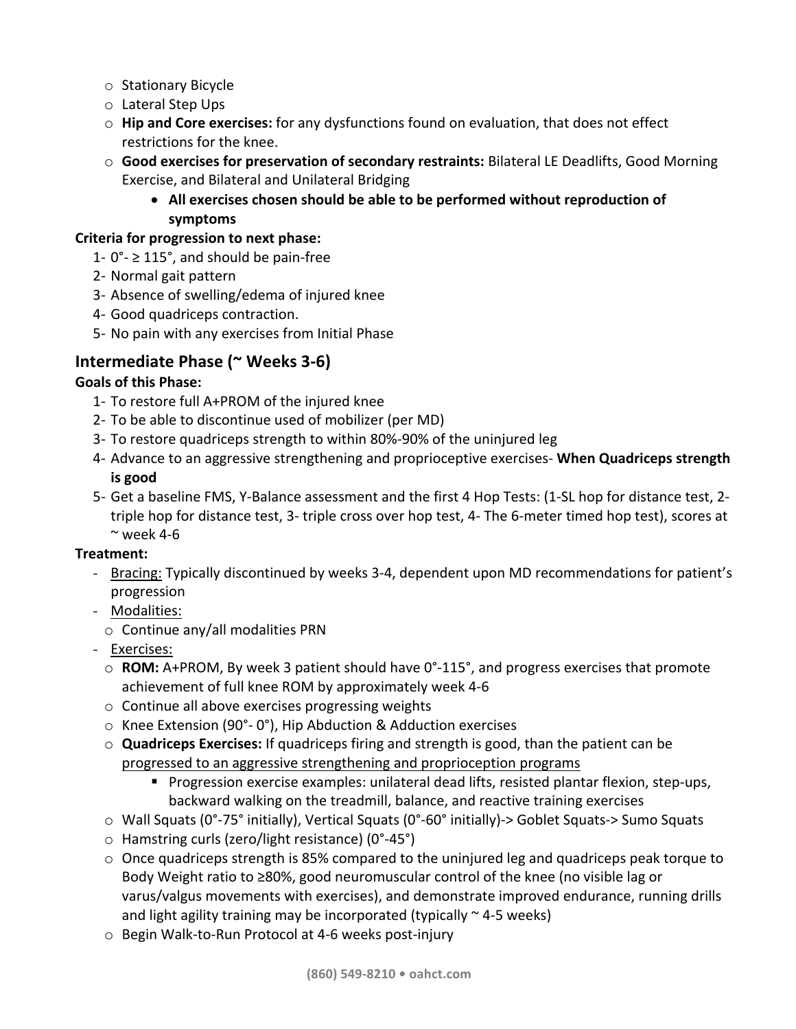- Stationary Bicycle
- Lateral Step Ups
- **Hip and Core exercises:** for any dysfunctions found on evaluation, that does not effect restrictions for the knee.
- **Good exercises for preservation of secondary restraints:** Bilateral LE Deadlifts, Good Morning Exercise, and Bilateral and Unilateral Bridging
  - **All exercises chosen should be able to be performed without reproduction of symptoms**

**Criteria for progression to next phase:**

1- 0°- ≥ 115°, and should be pain-free
2- Normal gait pattern
3- Absence of swelling/edema of injured knee
4- Good quadriceps contraction.
5- No pain with any exercises from Initial Phase

## Intermediate Phase (~ Weeks 3-6)

**Goals of this Phase:**

1- To restore full A+PROM of the injured knee
2- To be able to discontinue used of mobilizer (per MD)
3- To restore quadriceps strength to within 80%-90% of the uninjured leg
4- Advance to an aggressive strengthening and proprioceptive exercises- **When Quadriceps strength is good**
5- Get a baseline FMS, Y-Balance assessment and the first 4 Hop Tests: (1-SL hop for distance test, 2- triple hop for distance test, 3- triple cross over hop test, 4- The 6-meter timed hop test), scores at ~ week 4-6

**Treatment:**

- Bracing: Typically discontinued by weeks 3-4, dependent upon MD recommendations for patient's progression
- Modalities:
  - Continue any/all modalities PRN
- Exercises:
  - **ROM:** A+PROM, By week 3 patient should have 0°-115°, and progress exercises that promote achievement of full knee ROM by approximately week 4-6
  - Continue all above exercises progressing weights
  - Knee Extension (90°- 0°), Hip Abduction & Adduction exercises
  - **Quadriceps Exercises:** If quadriceps firing and strength is good, than the patient can be progressed to an aggressive strengthening and proprioception programs
    - Progression exercise examples: unilateral dead lifts, resisted plantar flexion, step-ups, backward walking on the treadmill, balance, and reactive training exercises
  - Wall Squats (0°-75° initially), Vertical Squats (0°-60° initially)-> Goblet Squats-> Sumo Squats
  - Hamstring curls (zero/light resistance) (0°-45°)
  - Once quadriceps strength is 85% compared to the uninjured leg and quadriceps peak torque to Body Weight ratio to ≥80%, good neuromuscular control of the knee (no visible lag or varus/valgus movements with exercises), and demonstrate improved endurance, running drills and light agility training may be incorporated (typically ~ 4-5 weeks)
  - Begin Walk-to-Run Protocol at 4-6 weeks post-injury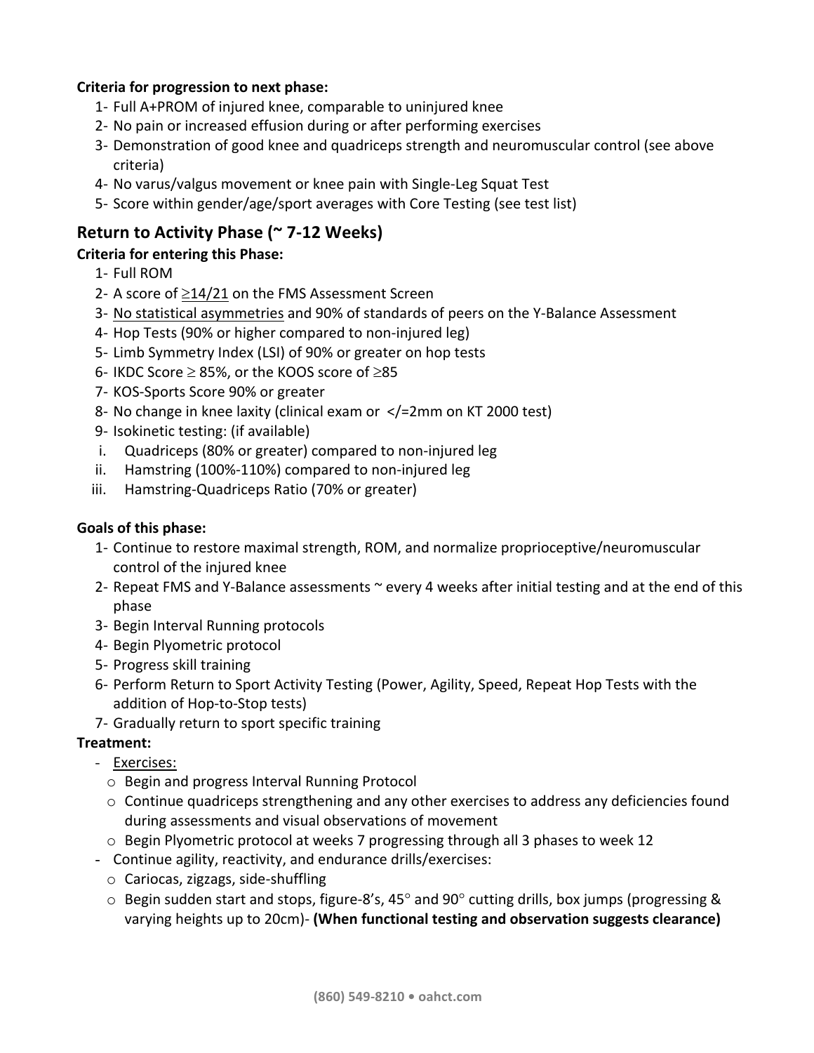**Criteria for progression to next phase:**

1- Full A+PROM of injured knee, comparable to uninjured knee
2- No pain or increased effusion during or after performing exercises
3- Demonstration of good knee and quadriceps strength and neuromuscular control (see above criteria)
4- No varus/valgus movement or knee pain with Single-Leg Squat Test
5- Score within gender/age/sport averages with Core Testing (see test list)

## Return to Activity Phase (~ 7-12 Weeks)

**Criteria for entering this Phase:**

1- Full ROM
2- A score of <u>≥14/21</u> on the FMS Assessment Screen
3- <u>No statistical asymmetries</u> and 90% of standards of peers on the Y-Balance Assessment
4- Hop Tests (90% or higher compared to non-injured leg)
5- Limb Symmetry Index (LSI) of 90% or greater on hop tests
6- IKDC Score ≥ 85%, or the KOOS score of ≥85
7- KOS-Sports Score 90% or greater
8- No change in knee laxity (clinical exam or </=2mm on KT 2000 test)
9- Isokinetic testing: (if available)
   i. Quadriceps (80% or greater) compared to non-injured leg
   ii. Hamstring (100%-110%) compared to non-injured leg
   iii. Hamstring-Quadriceps Ratio (70% or greater)

**Goals of this phase:**

1- Continue to restore maximal strength, ROM, and normalize proprioceptive/neuromuscular control of the injured knee
2- Repeat FMS and Y-Balance assessments ~ every 4 weeks after initial testing and at the end of this phase
3- Begin Interval Running protocols
4- Begin Plyometric protocol
5- Progress skill training
6- Perform Return to Sport Activity Testing (Power, Agility, Speed, Repeat Hop Tests with the addition of Hop-to-Stop tests)
7- Gradually return to sport specific training

**Treatment:**

- <u>Exercises:</u>
  - Begin and progress Interval Running Protocol
  - Continue quadriceps strengthening and any other exercises to address any deficiencies found during assessments and visual observations of movement
  - Begin Plyometric protocol at weeks 7 progressing through all 3 phases to week 12
- Continue agility, reactivity, and endurance drills/exercises:
  - Cariocas, zigzags, side-shuffling
  - Begin sudden start and stops, figure-8's, 45° and 90° cutting drills, box jumps (progressing & varying heights up to 20cm)- **(When functional testing and observation suggests clearance)**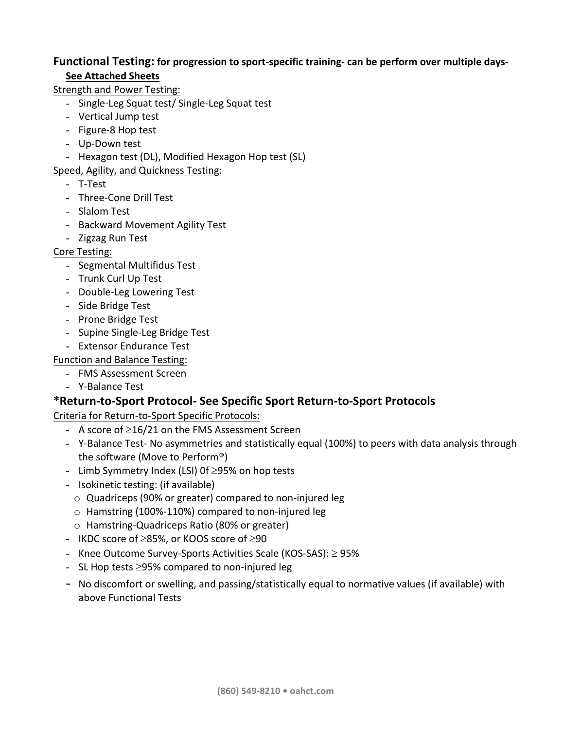**Functional Testing: for progression to sport-specific training- can be perform over multiple days- See Attached Sheets**

Strength and Power Testing:

- Single-Leg Squat test/ Single-Leg Squat test
- Vertical Jump test
- Figure-8 Hop test
- Up-Down test
- Hexagon test (DL), Modified Hexagon Hop test (SL)

Speed, Agility, and Quickness Testing:

- T-Test
- Three-Cone Drill Test
- Slalom Test
- Backward Movement Agility Test
- Zigzag Run Test

Core Testing:

- Segmental Multifidus Test
- Trunk Curl Up Test
- Double-Leg Lowering Test
- Side Bridge Test
- Prone Bridge Test
- Supine Single-Leg Bridge Test
- Extensor Endurance Test

Function and Balance Testing:

- FMS Assessment Screen
- Y-Balance Test

## *Return-to-Sport Protocol- See Specific Sport Return-to-Sport Protocols

Criteria for Return-to-Sport Specific Protocols:

- A score of ≥16/21 on the FMS Assessment Screen
- Y-Balance Test- No asymmetries and statistically equal (100%) to peers with data analysis through the software (Move to Perform®)
- Limb Symmetry Index (LSI) 0f ≥95% on hop tests
- Isokinetic testing: (if available)
  - Quadriceps (90% or greater) compared to non-injured leg
  - Hamstring (100%-110%) compared to non-injured leg
  - Hamstring-Quadriceps Ratio (80% or greater)
- IKDC score of ≥85%, or KOOS score of ≥90
- Knee Outcome Survey-Sports Activities Scale (KOS-SAS): ≥ 95%
- SL Hop tests ≥95% compared to non-injured leg
- No discomfort or swelling, and passing/statistically equal to normative values (if available) with above Functional Tests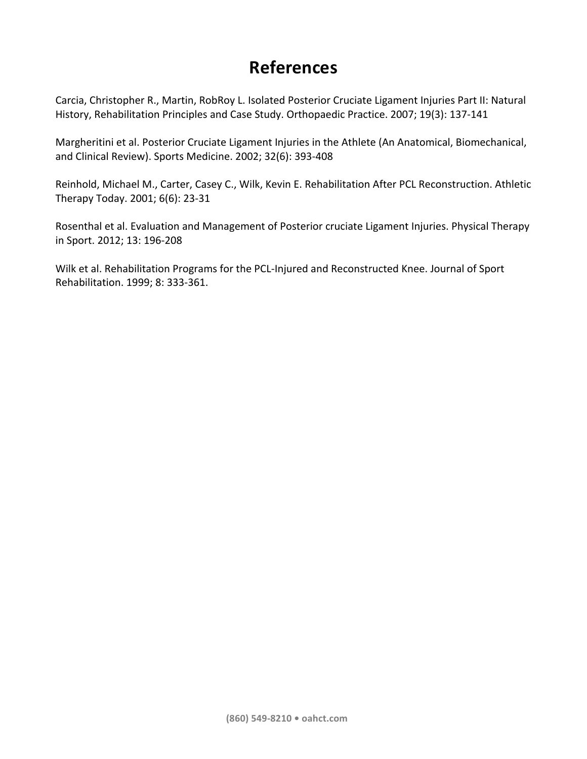# References

Carcia, Christopher R., Martin, RobRoy L. Isolated Posterior Cruciate Ligament Injuries Part II: Natural History, Rehabilitation Principles and Case Study. Orthopaedic Practice. 2007; 19(3): 137-141

Margheritini et al. Posterior Cruciate Ligament Injuries in the Athlete (An Anatomical, Biomechanical, and Clinical Review). Sports Medicine. 2002; 32(6): 393-408

Reinhold, Michael M., Carter, Casey C., Wilk, Kevin E. Rehabilitation After PCL Reconstruction. Athletic Therapy Today. 2001; 6(6): 23-31

Rosenthal et al. Evaluation and Management of Posterior cruciate Ligament Injuries. Physical Therapy in Sport. 2012; 13: 196-208

Wilk et al. Rehabilitation Programs for the PCL-Injured and Reconstructed Knee. Journal of Sport Rehabilitation. 1999; 8: 333-361.